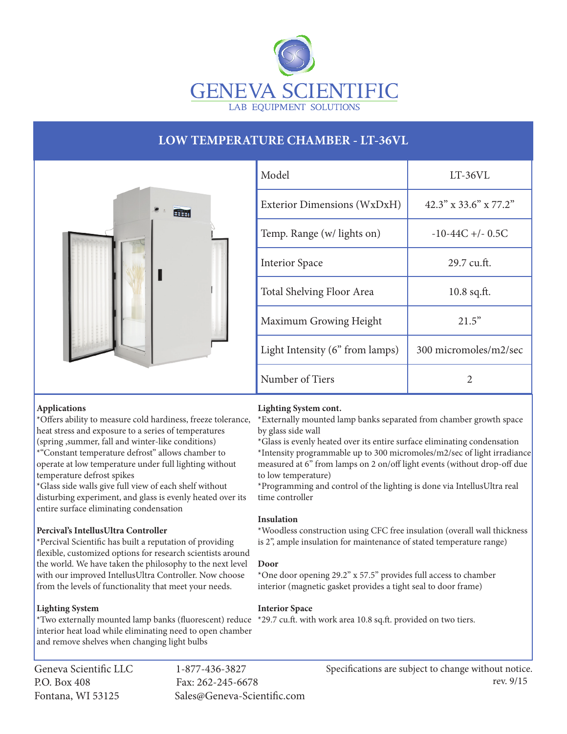# GENEVA SCIENTIFIC

LAB EQUIPMENT SOLUTIONS

## LOW TEMPERATURE CHAMBER - LT-36VL

| Model | LT-36VL |
|---|---|
| Exterior Dimensions (WxDxH) | 42.3" x 33.6" x 77.2" |
| Temp. Range (w/ lights on) | -10-44C +/- 0.5C |
| Interior Space | 29.7 cu.ft. |
| Total Shelving Floor Area | 10.8 sq.ft. |
| Maximum Growing Height | 21.5" |
| Light Intensity (6" from lamps) | 300 micromoles/m2/sec |
| Number of Tiers | 2 |

**Applications**

*Offers ability to measure cold hardiness, freeze tolerance, heat stress and exposure to a series of temperatures (spring ,summer, fall and winter-like conditions)
*"Constant temperature defrost" allows chamber to operate at low temperature under full lighting without temperature defrost spikes
*Glass side walls give full view of each shelf without disturbing experiment, and glass is evenly heated over its entire surface eliminating condensation

**Percival's IntellusUltra Controller**

*Percival Scientific has built a reputation of providing flexible, customized options for research scientists around the world. We have taken the philosophy to the next level with our improved IntellusUltra Controller. Now choose from the levels of functionality that meet your needs.

**Lighting System**

*Two externally mounted lamp banks (fluorescent) reduce interior heat load while eliminating need to open chamber and remove shelves when changing light bulbs

**Lighting System cont.**

*Externally mounted lamp banks separated from chamber growth space by glass side wall
*Glass is evenly heated over its entire surface eliminating condensation
*Intensity programmable up to 300 micromoles/m2/sec of light irradiance measured at 6" from lamps on 2 on/off light events (without drop-off due to low temperature)
*Programming and control of the lighting is done via IntellusUltra real time controller

**Insulation**

*Woodless construction using CFC free insulation (overall wall thickness is 2", ample insulation for maintenance of stated temperature range)

**Door**

*One door opening 29.2" x 57.5" provides full access to chamber interior (magnetic gasket provides a tight seal to door frame)

**Interior Space**

*29.7 cu.ft. with work area 10.8 sq.ft. provided on two tiers.

Geneva Scientific LLC
P.O. Box 408
Fontana, WI 53125

1-877-436-3827
Fax: 262-245-6678
Sales@Geneva-Scientific.com

Specifications are subject to change without notice.
rev. 9/15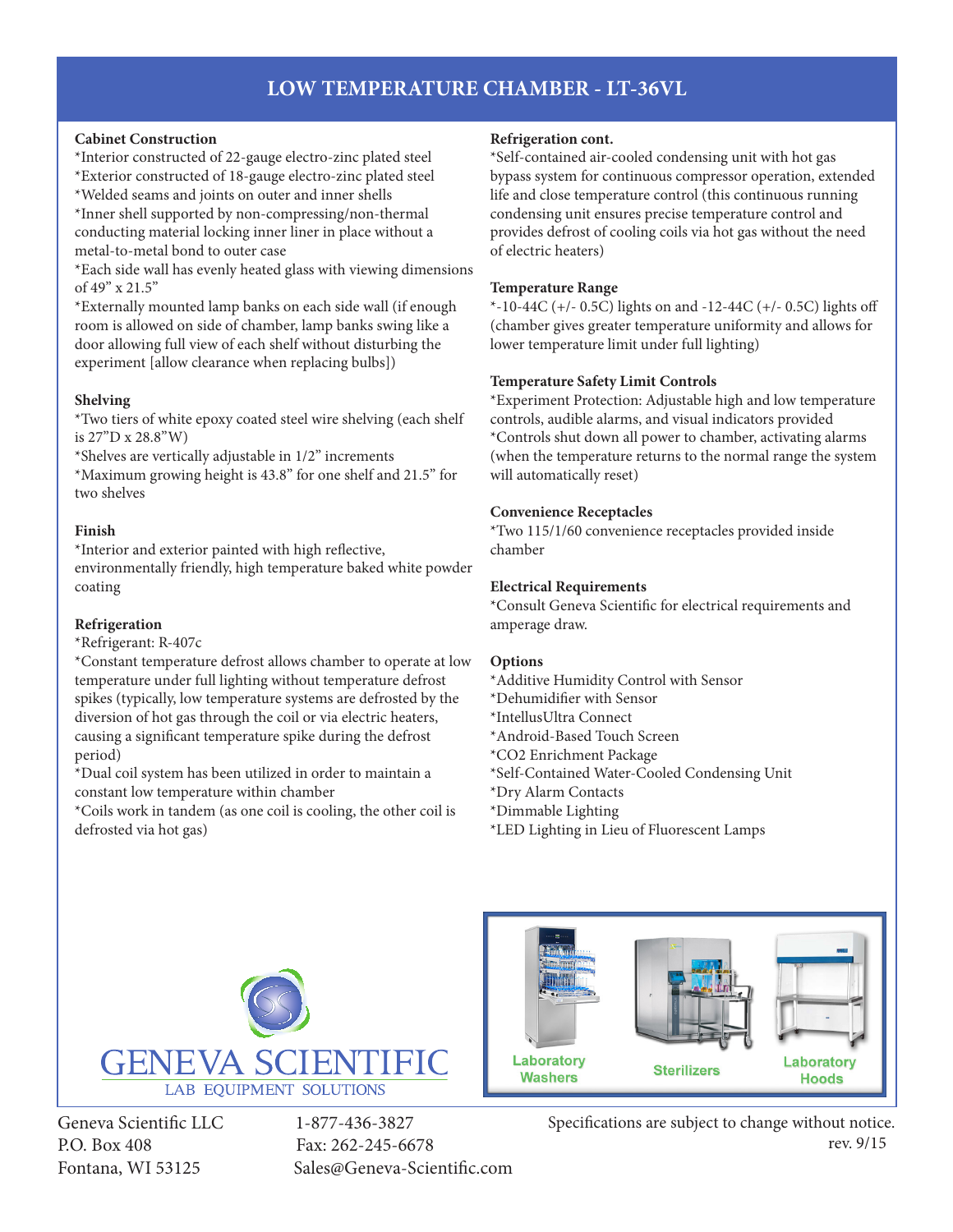# LOW TEMPERATURE CHAMBER - LT-36VL

**Cabinet Construction**

*Interior constructed of 22-gauge electro-zinc plated steel
*Exterior constructed of 18-gauge electro-zinc plated steel
*Welded seams and joints on outer and inner shells
*Inner shell supported by non-compressing/non-thermal conducting material locking inner liner in place without a metal-to-metal bond to outer case
*Each side wall has evenly heated glass with viewing dimensions of 49" x 21.5"
*Externally mounted lamp banks on each side wall (if enough room is allowed on side of chamber, lamp banks swing like a door allowing full view of each shelf without disturbing the experiment [allow clearance when replacing bulbs])

**Shelving**

*Two tiers of white epoxy coated steel wire shelving (each shelf is 27"D x 28.8"W)
*Shelves are vertically adjustable in 1/2" increments
*Maximum growing height is 43.8" for one shelf and 21.5" for two shelves

**Finish**

*Interior and exterior painted with high reflective, environmentally friendly, high temperature baked white powder coating

**Refrigeration**

*Refrigerant: R-407c
*Constant temperature defrost allows chamber to operate at low temperature under full lighting without temperature defrost spikes (typically, low temperature systems are defrosted by the diversion of hot gas through the coil or via electric heaters, causing a significant temperature spike during the defrost period)
*Dual coil system has been utilized in order to maintain a constant low temperature within chamber
*Coils work in tandem (as one coil is cooling, the other coil is defrosted via hot gas)

**Refrigeration cont.**

*Self-contained air-cooled condensing unit with hot gas bypass system for continuous compressor operation, extended life and close temperature control (this continuous running condensing unit ensures precise temperature control and provides defrost of cooling coils via hot gas without the need of electric heaters)

**Temperature Range**

*-10-44C (+/- 0.5C) lights on and -12-44C (+/- 0.5C) lights off (chamber gives greater temperature uniformity and allows for lower temperature limit under full lighting)

**Temperature Safety Limit Controls**

*Experiment Protection: Adjustable high and low temperature controls, audible alarms, and visual indicators provided
*Controls shut down all power to chamber, activating alarms (when the temperature returns to the normal range the system will automatically reset)

**Convenience Receptacles**

*Two 115/1/60 convenience receptacles provided inside chamber

**Electrical Requirements**

*Consult Geneva Scientific for electrical requirements and amperage draw.

**Options**

*Additive Humidity Control with Sensor
*Dehumidifier with Sensor
*IntellusUltra Connect
*Android-Based Touch Screen
*CO2 Enrichment Package
*Self-Contained Water-Cooled Condensing Unit
*Dry Alarm Contacts
*Dimmable Lighting
*LED Lighting in Lieu of Fluorescent Lamps

GENEVA SCIENTIFIC
LAB EQUIPMENT SOLUTIONS

Laboratory Washers
Sterilizers
Laboratory Hoods

Geneva Scientific LLC
P.O. Box 408
Fontana, WI 53125

1-877-436-3827
Fax: 262-245-6678
Sales@Geneva-Scientific.com

Specifications are subject to change without notice.
rev. 9/15